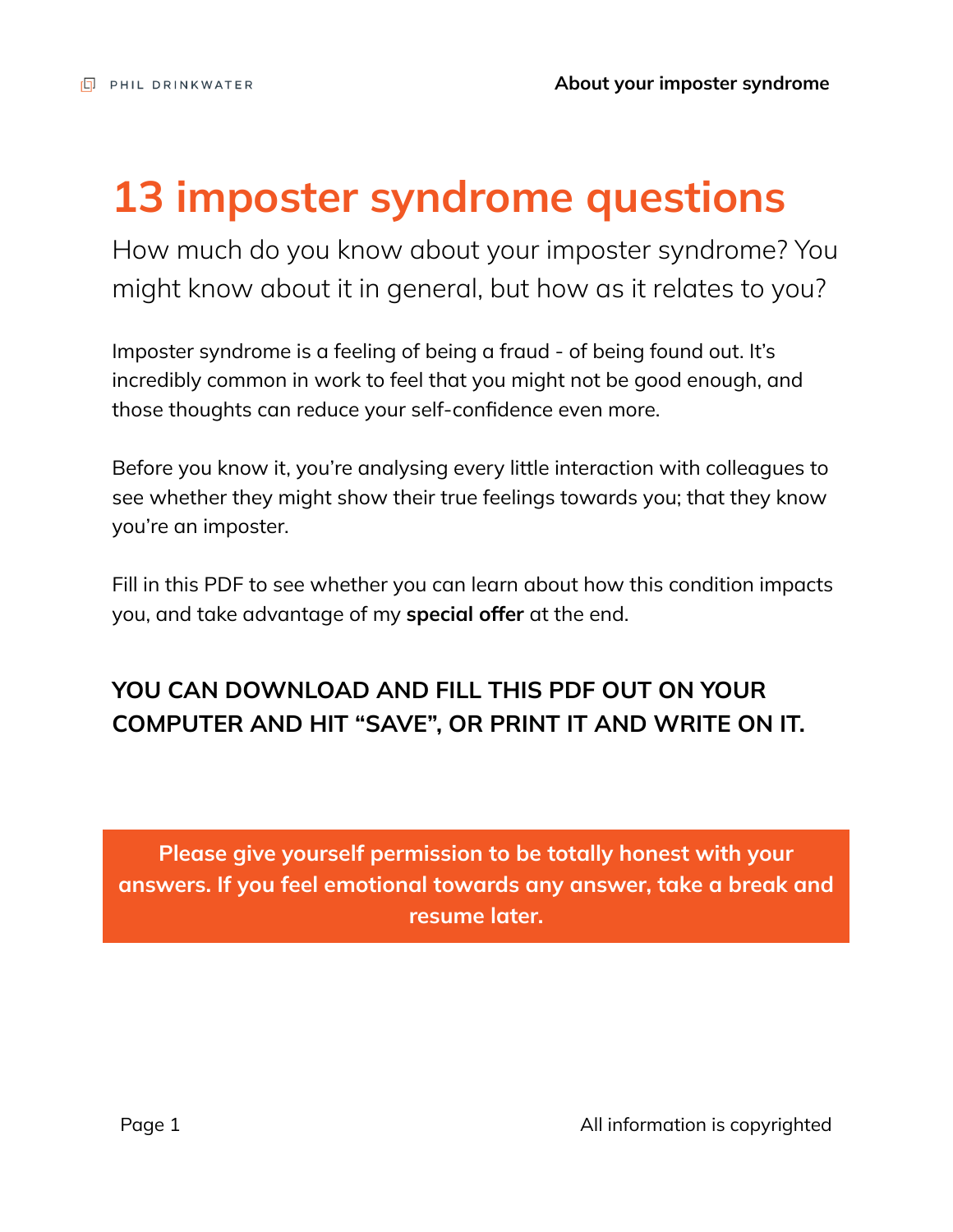# 13 imposter syndrome questions

How much do you know about your imposter syndrome? You might know about it in general, but how as it relates to you?

Imposter syndrome is a feeling of being a fraud - of being found out. It's incredibly common in work to feel that you might not be good enough, and those thoughts can reduce your self-confidence even more.

Before you know it, you're analysing every little interaction with colleagues to see whether they might show their true feelings towards you; that they know you're an imposter.

Fill in this PDF to see whether you can learn about how this condition impacts you, and take advantage of my **special offer** at the end.

**YOU CAN DOWNLOAD AND FILL THIS PDF OUT ON YOUR COMPUTER AND HIT "SAVE", OR PRINT IT AND WRITE ON IT.**

**Please give yourself permission to be totally honest with your answers. If you feel emotional towards any answer, take a break and resume later.**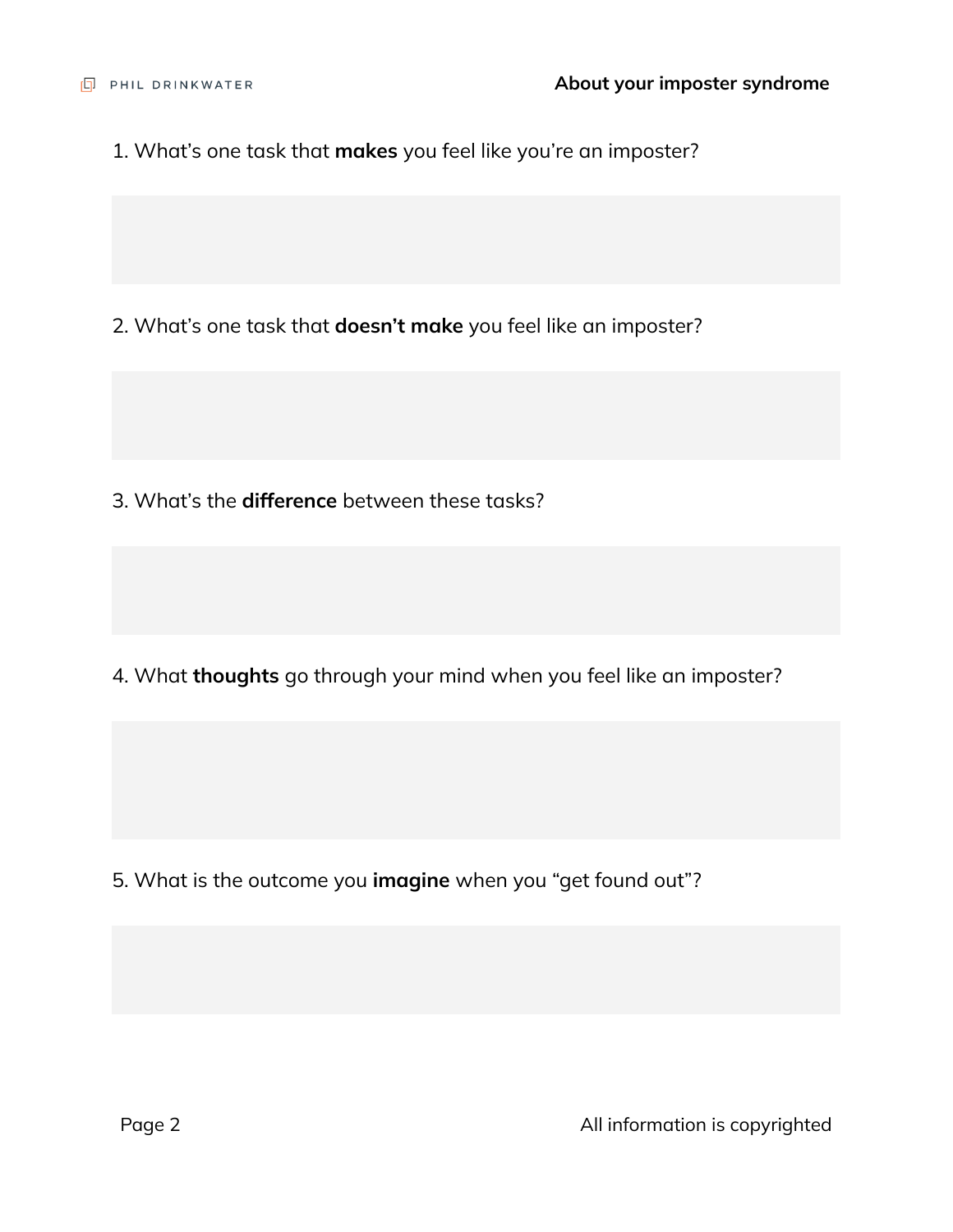1. What’s one task that **makes** you feel like you’re an imposter?

2. What’s one task that **doesn’t make** you feel like an imposter?

3. What’s the **difference** between these tasks?

4. What **thoughts** go through your mind when you feel like an imposter?

5. What is the outcome you **imagine** when you “get found out”?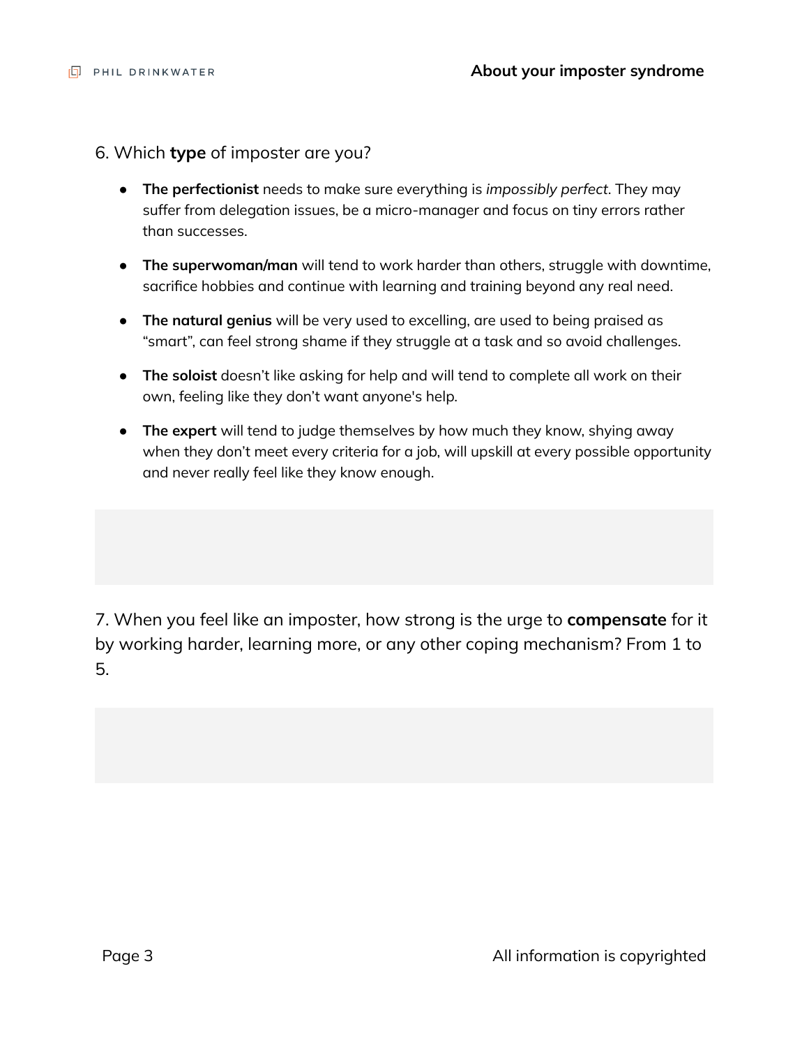6. Which **type** of imposter are you?

- **The perfectionist** needs to make sure everything is *impossibly perfect*. They may suffer from delegation issues, be a micro-manager and focus on tiny errors rather than successes.
- **The superwoman/man** will tend to work harder than others, struggle with downtime, sacrifice hobbies and continue with learning and training beyond any real need.
- **The natural genius** will be very used to excelling, are used to being praised as “smart”, can feel strong shame if they struggle at a task and so avoid challenges.
- **The soloist** doesn’t like asking for help and will tend to complete all work on their own, feeling like they don’t want anyone's help.
- **The expert** will tend to judge themselves by how much they know, shying away when they don’t meet every criteria for a job, will upskill at every possible opportunity and never really feel like they know enough.

7. When you feel like an imposter, how strong is the urge to **compensate** for it by working harder, learning more, or any other coping mechanism? From 1 to 5.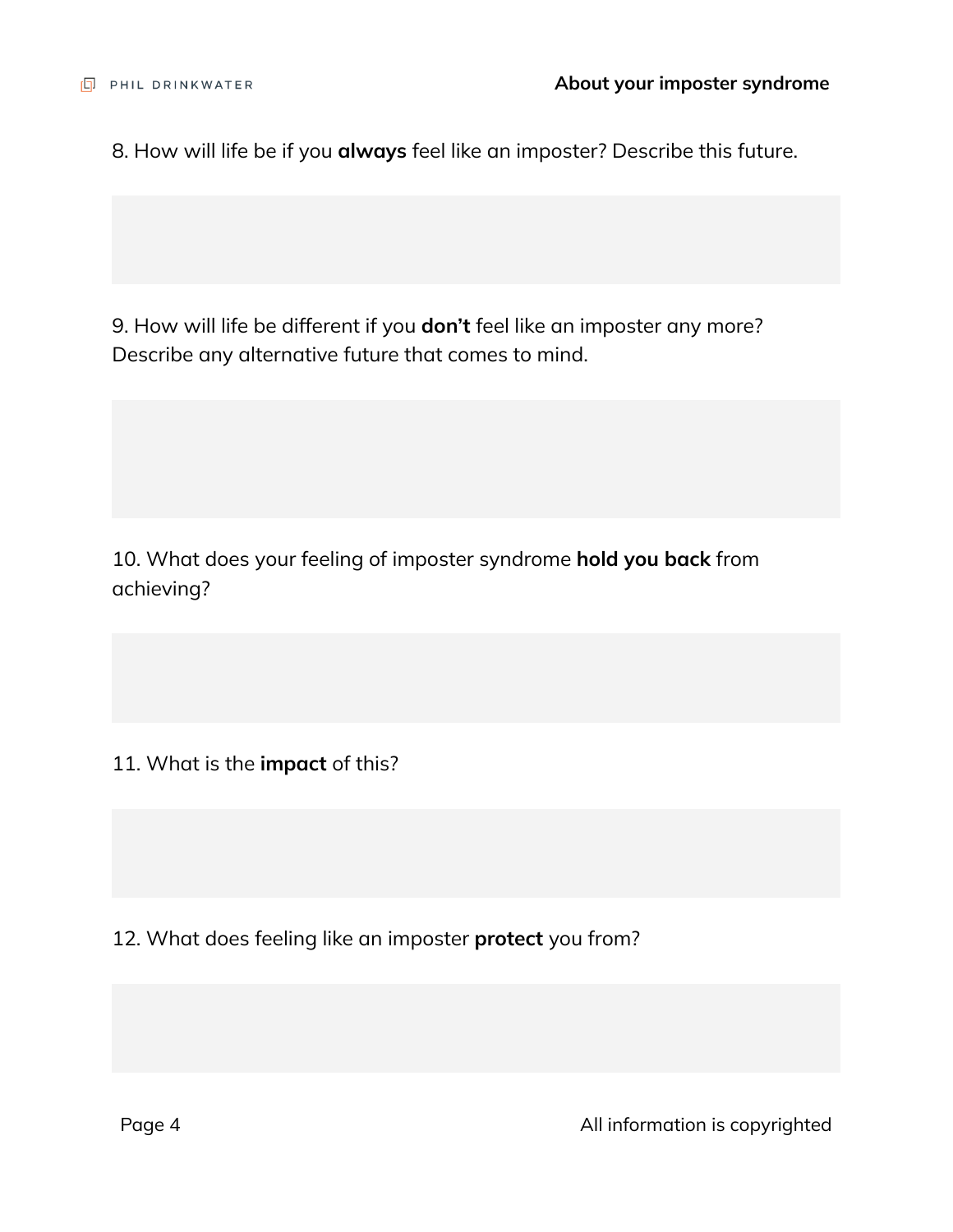8. How will life be if you **always** feel like an imposter? Describe this future.

9. How will life be different if you **don't** feel like an imposter any more? Describe any alternative future that comes to mind.

10. What does your feeling of imposter syndrome **hold you back** from achieving?

11. What is the **impact** of this?

12. What does feeling like an imposter **protect** you from?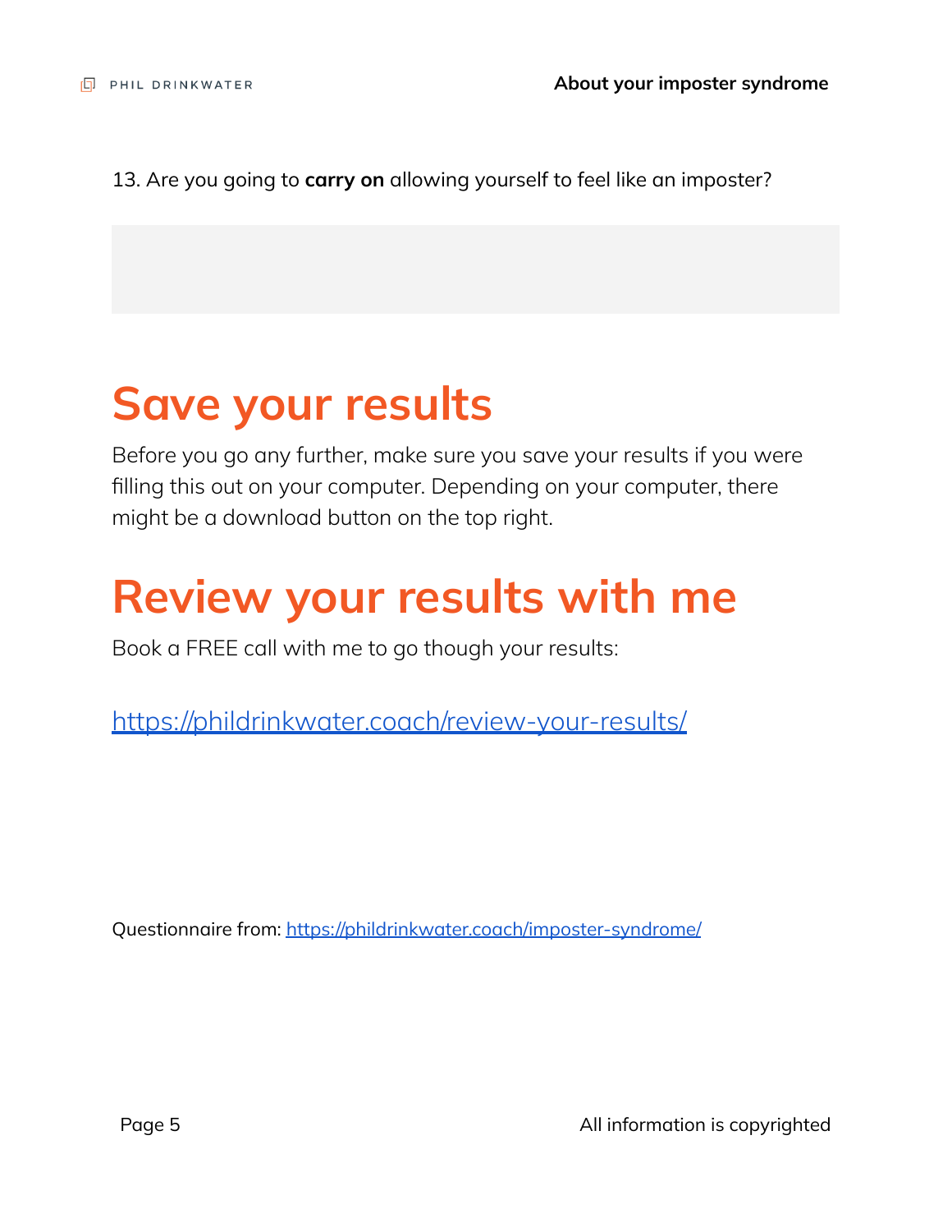13. Are you going to **carry on** allowing yourself to feel like an imposter?

# Save your results

Before you go any further, make sure you save your results if you were filling this out on your computer. Depending on your computer, there might be a download button on the top right.

# Review your results with me

Book a FREE call with me to go though your results:

[https://phildrinkwater.coach/review-your-results/](https://phildrinkwater.coach/review-your-results/)

Questionnaire from: [https://phildrinkwater.coach/imposter-syndrome/](https://phildrinkwater.coach/imposter-syndrome/)